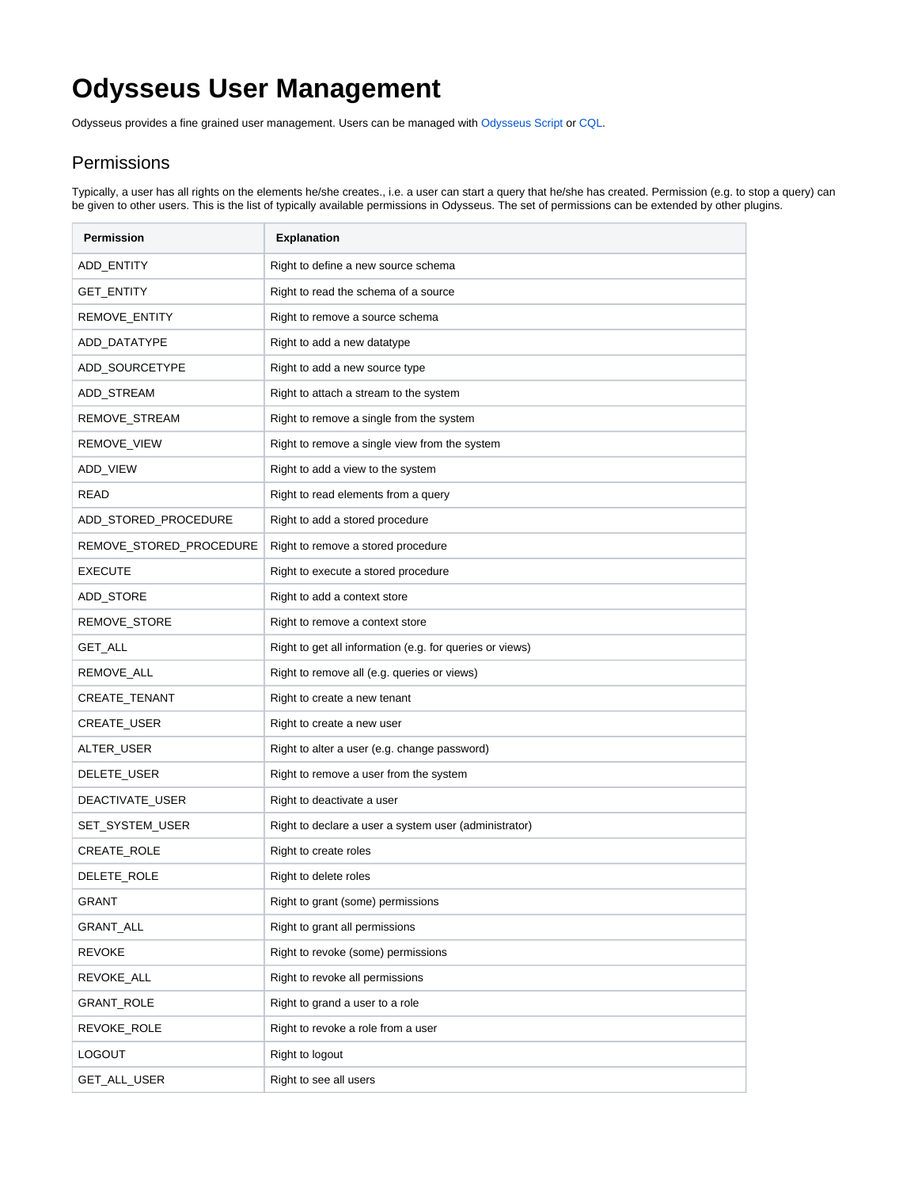# Odysseus User Management

Odysseus provides a fine grained user management. Users can be managed with Odysseus Script or CQL.

## Permissions

Typically, a user has all rights on the elements he/she creates., i.e. a user can start a query that he/she has created. Permission (e.g. to stop a query) can be given to other users. This is the list of typically available permissions in Odysseus. The set of permissions can be extended by other plugins.

| Permission | Explanation |
| --- | --- |
| ADD_ENTITY | Right to define a new source schema |
| GET_ENTITY | Right to read the schema of a source |
| REMOVE_ENTITY | Right to remove a source schema |
| ADD_DATATYPE | Right to add a new datatype |
| ADD_SOURCETYPE | Right to add a new source type |
| ADD_STREAM | Right to attach a stream to the system |
| REMOVE_STREAM | Right to remove a single from the system |
| REMOVE_VIEW | Right to remove a single view from the system |
| ADD_VIEW | Right to add a view to the system |
| READ | Right to read elements from a query |
| ADD_STORED_PROCEDURE | Right to add a stored procedure |
| REMOVE_STORED_PROCEDURE | Right to remove a stored procedure |
| EXECUTE | Right to execute a stored procedure |
| ADD_STORE | Right to add a context store |
| REMOVE_STORE | Right to remove a context store |
| GET_ALL | Right to get all information (e.g. for queries or views) |
| REMOVE_ALL | Right to remove all (e.g. queries or views) |
| CREATE_TENANT | Right to create a new tenant |
| CREATE_USER | Right to create a new user |
| ALTER_USER | Right to alter a user (e.g. change password) |
| DELETE_USER | Right to remove a user from the system |
| DEACTIVATE_USER | Right to deactivate a user |
| SET_SYSTEM_USER | Right to declare a user a system user (administrator) |
| CREATE_ROLE | Right to create roles |
| DELETE_ROLE | Right to delete roles |
| GRANT | Right to grant (some) permissions |
| GRANT_ALL | Right to grant all permissions |
| REVOKE | Right to revoke (some) permissions |
| REVOKE_ALL | Right to revoke all permissions |
| GRANT_ROLE | Right to grand a user to a role |
| REVOKE_ROLE | Right to revoke a role from a user |
| LOGOUT | Right to logout |
| GET_ALL_USER | Right to see all users |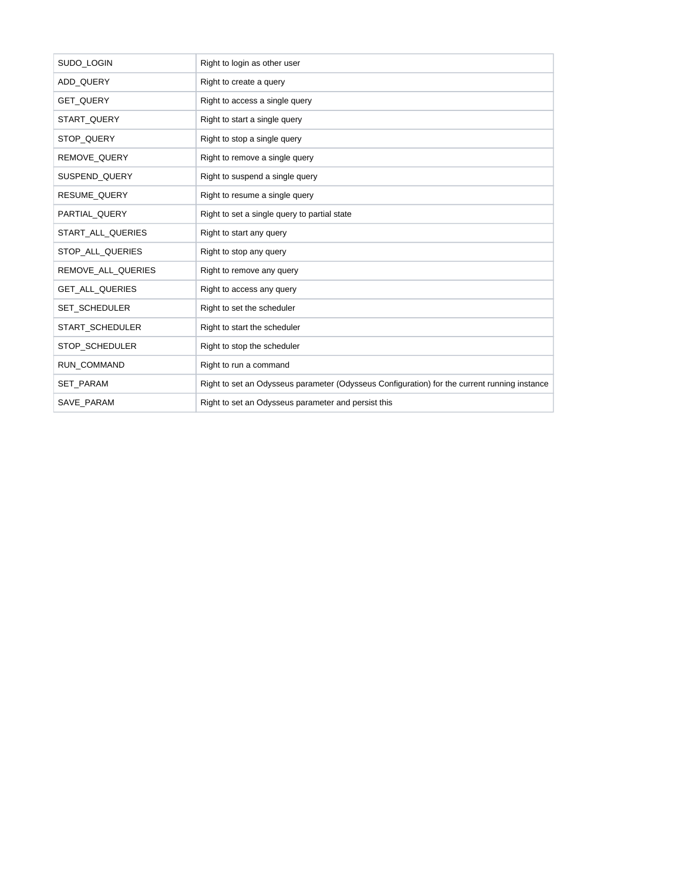| | |
|---|---|
| SUDO_LOGIN | Right to login as other user |
| ADD_QUERY | Right to create a query |
| GET_QUERY | Right to access a single query |
| START_QUERY | Right to start a single query |
| STOP_QUERY | Right to stop a single query |
| REMOVE_QUERY | Right to remove a single query |
| SUSPEND_QUERY | Right to suspend a single query |
| RESUME_QUERY | Right to resume a single query |
| PARTIAL_QUERY | Right to set a single query to partial state |
| START_ALL_QUERIES | Right to start any query |
| STOP_ALL_QUERIES | Right to stop any query |
| REMOVE_ALL_QUERIES | Right to remove any query |
| GET_ALL_QUERIES | Right to access any query |
| SET_SCHEDULER | Right to set the scheduler |
| START_SCHEDULER | Right to start the scheduler |
| STOP_SCHEDULER | Right to stop the scheduler |
| RUN_COMMAND | Right to run a command |
| SET_PARAM | Right to set an Odysseus parameter (Odysseus Configuration) for the current running instance |
| SAVE_PARAM | Right to set an Odysseus parameter and persist this |